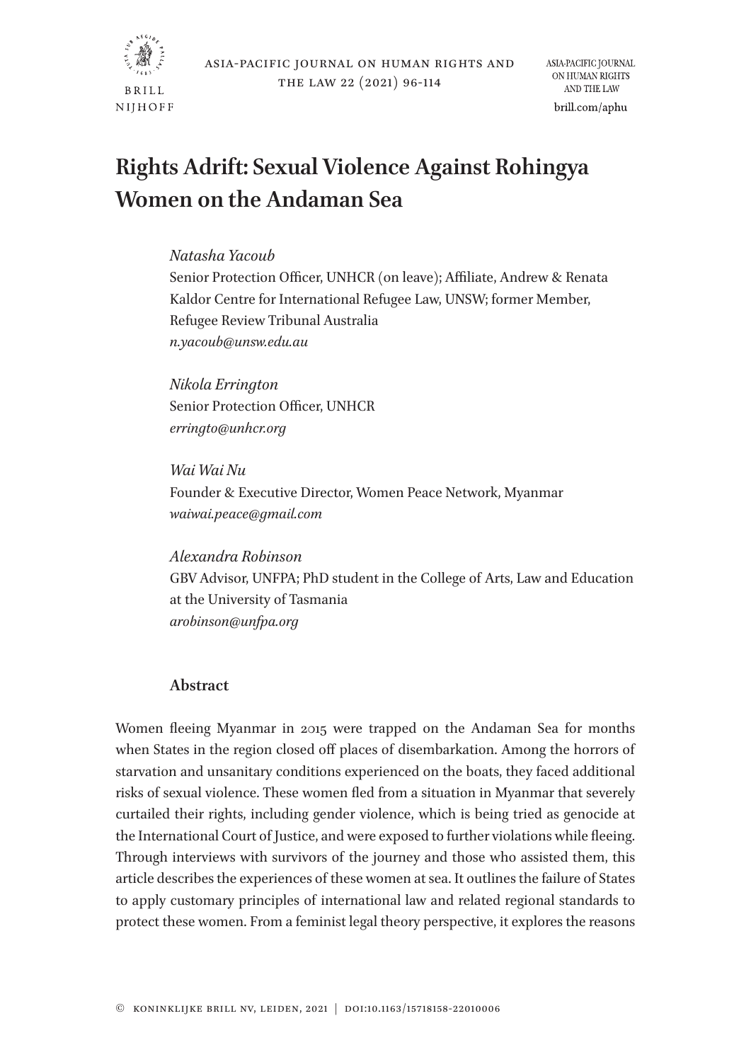# Rights Adrift: Sexual Violence Against Rohingya Women on the Andaman Sea

*Natasha Yacoub*
Senior Protection Officer, UNHCR (on leave); Affiliate, Andrew & Renata Kaldor Centre for International Refugee Law, UNSW; former Member, Refugee Review Tribunal Australia
*n.yacoub@unsw.edu.au*

*Nikola Errington*
Senior Protection Officer, UNHCR
*erringto@unhcr.org*

*Wai Wai Nu*
Founder & Executive Director, Women Peace Network, Myanmar
*waiwai.peace@gmail.com*

*Alexandra Robinson*
GBV Advisor, UNFPA; PhD student in the College of Arts, Law and Education at the University of Tasmania
*arobinson@unfpa.org*

## Abstract

Women fleeing Myanmar in 2015 were trapped on the Andaman Sea for months when States in the region closed off places of disembarkation. Among the horrors of starvation and unsanitary conditions experienced on the boats, they faced additional risks of sexual violence. These women fled from a situation in Myanmar that severely curtailed their rights, including gender violence, which is being tried as genocide at the International Court of Justice, and were exposed to further violations while fleeing. Through interviews with survivors of the journey and those who assisted them, this article describes the experiences of these women at sea. It outlines the failure of States to apply customary principles of international law and related regional standards to protect these women. From a feminist legal theory perspective, it explores the reasons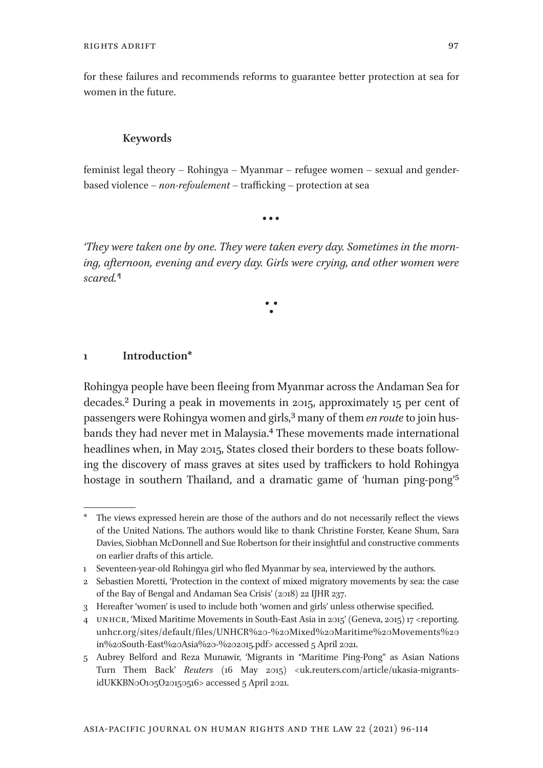for these failures and recommends reforms to guarantee better protection at sea for women in the future.

### Keywords

feminist legal theory – Rohingya – Myanmar – refugee women – sexual and gender-based violence – *non-refoulement* – trafficking – protection at sea

•••

*'They were taken one by one. They were taken every day. Sometimes in the morning, afternoon, evening and every day. Girls were crying, and other women were scared.'*[1]

## 1 Introduction*

Rohingya people have been fleeing from Myanmar across the Andaman Sea for decades.[2] During a peak in movements in 2015, approximately 15 per cent of passengers were Rohingya women and girls,[3] many of them *en route* to join husbands they had never met in Malaysia.[4] These movements made international headlines when, in May 2015, States closed their borders to these boats following the discovery of mass graves at sites used by traffickers to hold Rohingya hostage in southern Thailand, and a dramatic game of 'human ping-pong'[5]

---

\* The views expressed herein are those of the authors and do not necessarily reflect the views of the United Nations. The authors would like to thank Christine Forster, Keane Shum, Sara Davies, Siobhan McDonnell and Sue Robertson for their insightful and constructive comments on earlier drafts of this article.

1 Seventeen-year-old Rohingya girl who fled Myanmar by sea, interviewed by the authors.

2 Sebastien Moretti, 'Protection in the context of mixed migratory movements by sea: the case of the Bay of Bengal and Andaman Sea Crisis' (2018) 22 IJHR 237.

3 Hereafter 'women' is used to include both 'women and girls' unless otherwise specified.

4 UNHCR, 'Mixed Maritime Movements in South-East Asia in 2015' (Geneva, 2015) 17 <reporting.unhcr.org/sites/default/files/UNHCR%20-%20Mixed%20Maritime%20Movements%20in%20South-East%20Asia%20-%202015.pdf> accessed 5 April 2021.

5 Aubrey Belford and Reza Munawir, 'Migrants in "Maritime Ping-Pong" as Asian Nations Turn Them Back' *Reuters* (16 May 2015) <uk.reuters.com/article/ukasia-migrants-idUKKBN0O105O20150516> accessed 5 April 2021.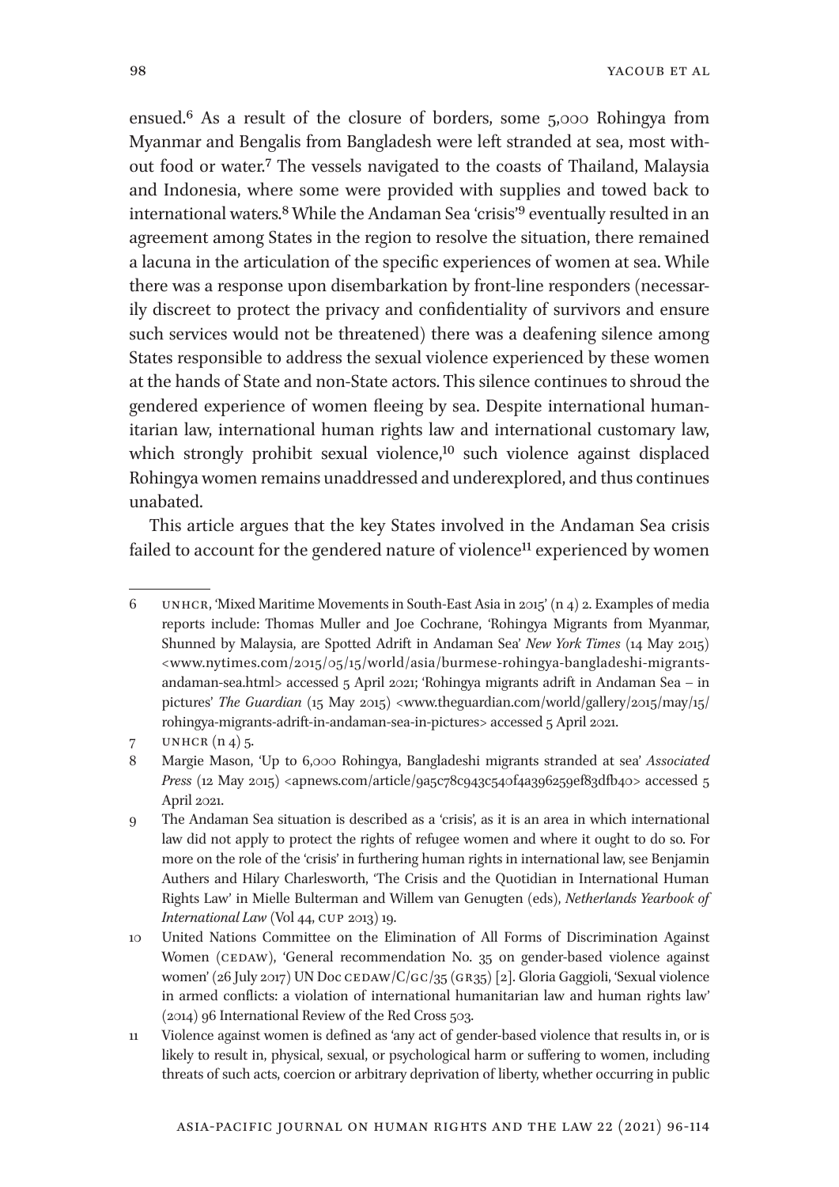ensued.[6] As a result of the closure of borders, some 5,000 Rohingya from Myanmar and Bengalis from Bangladesh were left stranded at sea, most without food or water.[7] The vessels navigated to the coasts of Thailand, Malaysia and Indonesia, where some were provided with supplies and towed back to international waters.[8] While the Andaman Sea 'crisis'[9] eventually resulted in an agreement among States in the region to resolve the situation, there remained a lacuna in the articulation of the specific experiences of women at sea. While there was a response upon disembarkation by front-line responders (necessarily discreet to protect the privacy and confidentiality of survivors and ensure such services would not be threatened) there was a deafening silence among States responsible to address the sexual violence experienced by these women at the hands of State and non-State actors. This silence continues to shroud the gendered experience of women fleeing by sea. Despite international humanitarian law, international human rights law and international customary law, which strongly prohibit sexual violence,[10] such violence against displaced Rohingya women remains unaddressed and underexplored, and thus continues unabated.

This article argues that the key States involved in the Andaman Sea crisis failed to account for the gendered nature of violence[11] experienced by women

---

6 UNHCR, 'Mixed Maritime Movements in South-East Asia in 2015' (n 4) 2. Examples of media reports include: Thomas Muller and Joe Cochrane, 'Rohingya Migrants from Myanmar, Shunned by Malaysia, are Spotted Adrift in Andaman Sea' *New York Times* (14 May 2015) <www.nytimes.com/2015/05/15/world/asia/burmese-rohingya-bangladeshi-migrants-andaman-sea.html> accessed 5 April 2021; 'Rohingya migrants adrift in Andaman Sea – in pictures' *The Guardian* (15 May 2015) <www.theguardian.com/world/gallery/2015/may/15/rohingya-migrants-adrift-in-andaman-sea-in-pictures> accessed 5 April 2021.

7 UNHCR (n 4) 5.

8 Margie Mason, 'Up to 6,000 Rohingya, Bangladeshi migrants stranded at sea' *Associated Press* (12 May 2015) <apnews.com/article/9a5c78c943c540f4a396259ef83dfb40> accessed 5 April 2021.

9 The Andaman Sea situation is described as a 'crisis', as it is an area in which international law did not apply to protect the rights of refugee women and where it ought to do so. For more on the role of the 'crisis' in furthering human rights in international law, see Benjamin Authers and Hilary Charlesworth, 'The Crisis and the Quotidian in International Human Rights Law' in Mielle Bulterman and Willem van Genugten (eds), *Netherlands Yearbook of International Law* (Vol 44, CUP 2013) 19.

10 United Nations Committee on the Elimination of All Forms of Discrimination Against Women (CEDAW), 'General recommendation No. 35 on gender-based violence against women' (26 July 2017) UN Doc CEDAW/C/GC/35 (GR35) [2]. Gloria Gaggioli, 'Sexual violence in armed conflicts: a violation of international humanitarian law and human rights law' (2014) 96 International Review of the Red Cross 503.

11 Violence against women is defined as 'any act of gender-based violence that results in, or is likely to result in, physical, sexual, or psychological harm or suffering to women, including threats of such acts, coercion or arbitrary deprivation of liberty, whether occurring in public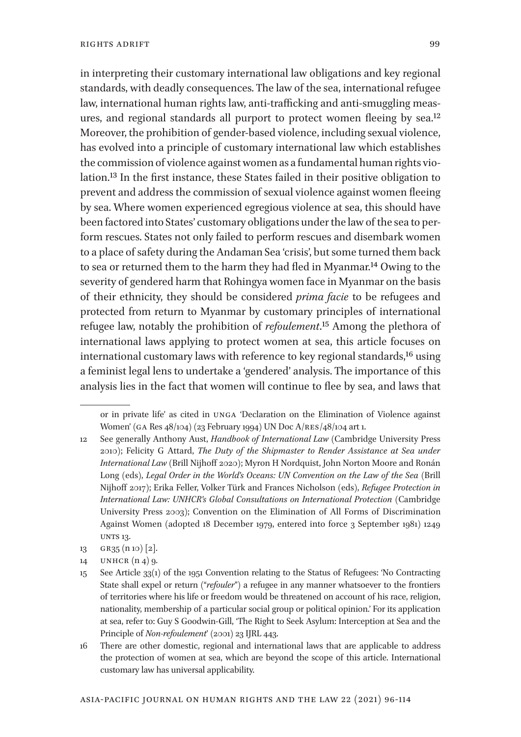in interpreting their customary international law obligations and key regional standards, with deadly consequences. The law of the sea, international refugee law, international human rights law, anti-trafficking and anti-smuggling measures, and regional standards all purport to protect women fleeing by sea.[12] Moreover, the prohibition of gender-based violence, including sexual violence, has evolved into a principle of customary international law which establishes the commission of violence against women as a fundamental human rights violation.[13] In the first instance, these States failed in their positive obligation to prevent and address the commission of sexual violence against women fleeing by sea. Where women experienced egregious violence at sea, this should have been factored into States' customary obligations under the law of the sea to perform rescues. States not only failed to perform rescues and disembark women to a place of safety during the Andaman Sea 'crisis', but some turned them back to sea or returned them to the harm they had fled in Myanmar.[14] Owing to the severity of gendered harm that Rohingya women face in Myanmar on the basis of their ethnicity, they should be considered *prima facie* to be refugees and protected from return to Myanmar by customary principles of international refugee law, notably the prohibition of *refoulement*.[15] Among the plethora of international laws applying to protect women at sea, this article focuses on international customary laws with reference to key regional standards,[16] using a feminist legal lens to undertake a 'gendered' analysis. The importance of this analysis lies in the fact that women will continue to flee by sea, and laws that

---

or in private life' as cited in UNGA 'Declaration on the Elimination of Violence against Women' (GA Res 48/104) (23 February 1994) UN Doc A/RES/48/104 art 1.

12 See generally Anthony Aust, *Handbook of International Law* (Cambridge University Press 2010); Felicity G Attard, *The Duty of the Shipmaster to Render Assistance at Sea under International Law* (Brill Nijhoff 2020); Myron H Nordquist, John Norton Moore and Ronán Long (eds), *Legal Order in the World's Oceans: UN Convention on the Law of the Sea* (Brill Nijhoff 2017); Erika Feller, Volker Türk and Frances Nicholson (eds), *Refugee Protection in International Law: UNHCR's Global Consultations on International Protection* (Cambridge University Press 2003); Convention on the Elimination of All Forms of Discrimination Against Women (adopted 18 December 1979, entered into force 3 September 1981) 1249 UNTS 13.

13 GR35 (n 10) [2].

14 UNHCR (n 4) 9.

15 See Article 33(1) of the 1951 Convention relating to the Status of Refugees: 'No Contracting State shall expel or return ("*refouler*") a refugee in any manner whatsoever to the frontiers of territories where his life or freedom would be threatened on account of his race, religion, nationality, membership of a particular social group or political opinion.' For its application at sea, refer to: Guy S Goodwin-Gill, 'The Right to Seek Asylum: Interception at Sea and the Principle of *Non-refoulement*' (2001) 23 IJRL 443.

16 There are other domestic, regional and international laws that are applicable to address the protection of women at sea, which are beyond the scope of this article. International customary law has universal applicability.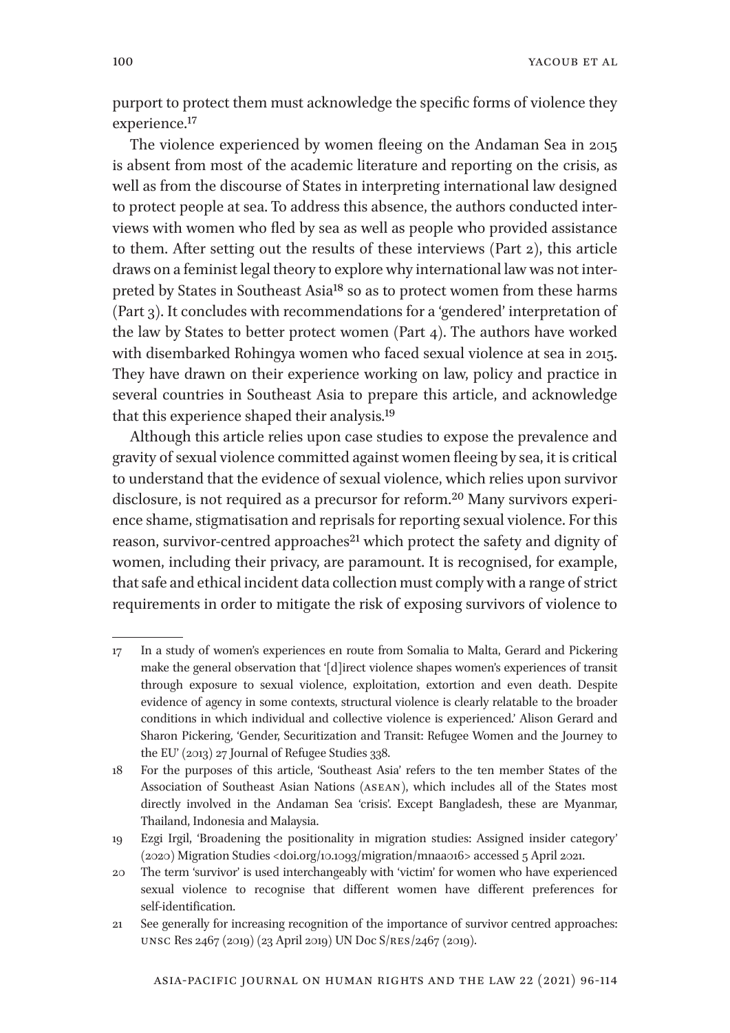purport to protect them must acknowledge the specific forms of violence they experience.[17]

The violence experienced by women fleeing on the Andaman Sea in 2015 is absent from most of the academic literature and reporting on the crisis, as well as from the discourse of States in interpreting international law designed to protect people at sea. To address this absence, the authors conducted interviews with women who fled by sea as well as people who provided assistance to them. After setting out the results of these interviews (Part 2), this article draws on a feminist legal theory to explore why international law was not interpreted by States in Southeast Asia[18] so as to protect women from these harms (Part 3). It concludes with recommendations for a 'gendered' interpretation of the law by States to better protect women (Part 4). The authors have worked with disembarked Rohingya women who faced sexual violence at sea in 2015. They have drawn on their experience working on law, policy and practice in several countries in Southeast Asia to prepare this article, and acknowledge that this experience shaped their analysis.[19]

Although this article relies upon case studies to expose the prevalence and gravity of sexual violence committed against women fleeing by sea, it is critical to understand that the evidence of sexual violence, which relies upon survivor disclosure, is not required as a precursor for reform.[20] Many survivors experience shame, stigmatisation and reprisals for reporting sexual violence. For this reason, survivor-centred approaches[21] which protect the safety and dignity of women, including their privacy, are paramount. It is recognised, for example, that safe and ethical incident data collection must comply with a range of strict requirements in order to mitigate the risk of exposing survivors of violence to

---

17 In a study of women's experiences en route from Somalia to Malta, Gerard and Pickering make the general observation that '[d]irect violence shapes women's experiences of transit through exposure to sexual violence, exploitation, extortion and even death. Despite evidence of agency in some contexts, structural violence is clearly relatable to the broader conditions in which individual and collective violence is experienced.' Alison Gerard and Sharon Pickering, 'Gender, Securitization and Transit: Refugee Women and the Journey to the EU' (2013) 27 Journal of Refugee Studies 338.

18 For the purposes of this article, 'Southeast Asia' refers to the ten member States of the Association of Southeast Asian Nations (ASEAN), which includes all of the States most directly involved in the Andaman Sea 'crisis'. Except Bangladesh, these are Myanmar, Thailand, Indonesia and Malaysia.

19 Ezgi Irgil, 'Broadening the positionality in migration studies: Assigned insider category' (2020) Migration Studies <doi.org/10.1093/migration/mnaa016> accessed 5 April 2021.

20 The term 'survivor' is used interchangeably with 'victim' for women who have experienced sexual violence to recognise that different women have different preferences for self-identification.

21 See generally for increasing recognition of the importance of survivor centred approaches: UNSC Res 2467 (2019) (23 April 2019) UN Doc S/RES/2467 (2019).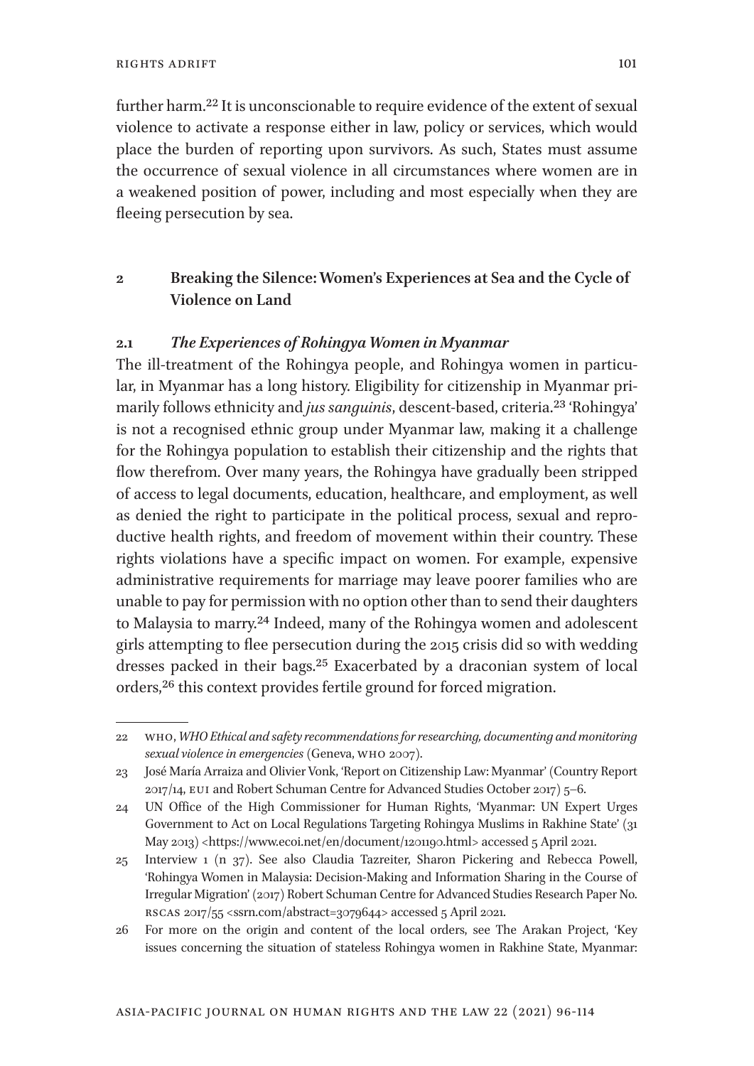further harm.[22] It is unconscionable to require evidence of the extent of sexual violence to activate a response either in law, policy or services, which would place the burden of reporting upon survivors. As such, States must assume the occurrence of sexual violence in all circumstances where women are in a weakened position of power, including and most especially when they are fleeing persecution by sea.

## 2 Breaking the Silence: Women's Experiences at Sea and the Cycle of Violence on Land

### 2.1 *The Experiences of Rohingya Women in Myanmar*

The ill-treatment of the Rohingya people, and Rohingya women in particular, in Myanmar has a long history. Eligibility for citizenship in Myanmar primarily follows ethnicity and *jus sanguinis*, descent-based, criteria.[23] 'Rohingya' is not a recognised ethnic group under Myanmar law, making it a challenge for the Rohingya population to establish their citizenship and the rights that flow therefrom. Over many years, the Rohingya have gradually been stripped of access to legal documents, education, healthcare, and employment, as well as denied the right to participate in the political process, sexual and reproductive health rights, and freedom of movement within their country. These rights violations have a specific impact on women. For example, expensive administrative requirements for marriage may leave poorer families who are unable to pay for permission with no option other than to send their daughters to Malaysia to marry.[24] Indeed, many of the Rohingya women and adolescent girls attempting to flee persecution during the 2015 crisis did so with wedding dresses packed in their bags.[25] Exacerbated by a draconian system of local orders,[26] this context provides fertile ground for forced migration.

---

22 WHO, *WHO Ethical and safety recommendations for researching, documenting and monitoring sexual violence in emergencies* (Geneva, WHO 2007).

23 José María Arraiza and Olivier Vonk, 'Report on Citizenship Law: Myanmar' (Country Report 2017/14, EUI and Robert Schuman Centre for Advanced Studies October 2017) 5–6.

24 UN Office of the High Commissioner for Human Rights, 'Myanmar: UN Expert Urges Government to Act on Local Regulations Targeting Rohingya Muslims in Rakhine State' (31 May 2013) <https://www.ecoi.net/en/document/1201190.html> accessed 5 April 2021.

25 Interview 1 (n 37). See also Claudia Tazreiter, Sharon Pickering and Rebecca Powell, 'Rohingya Women in Malaysia: Decision-Making and Information Sharing in the Course of Irregular Migration' (2017) Robert Schuman Centre for Advanced Studies Research Paper No. RSCAS 2017/55 <ssrn.com/abstract=3079644> accessed 5 April 2021.

26 For more on the origin and content of the local orders, see The Arakan Project, 'Key issues concerning the situation of stateless Rohingya women in Rakhine State, Myanmar: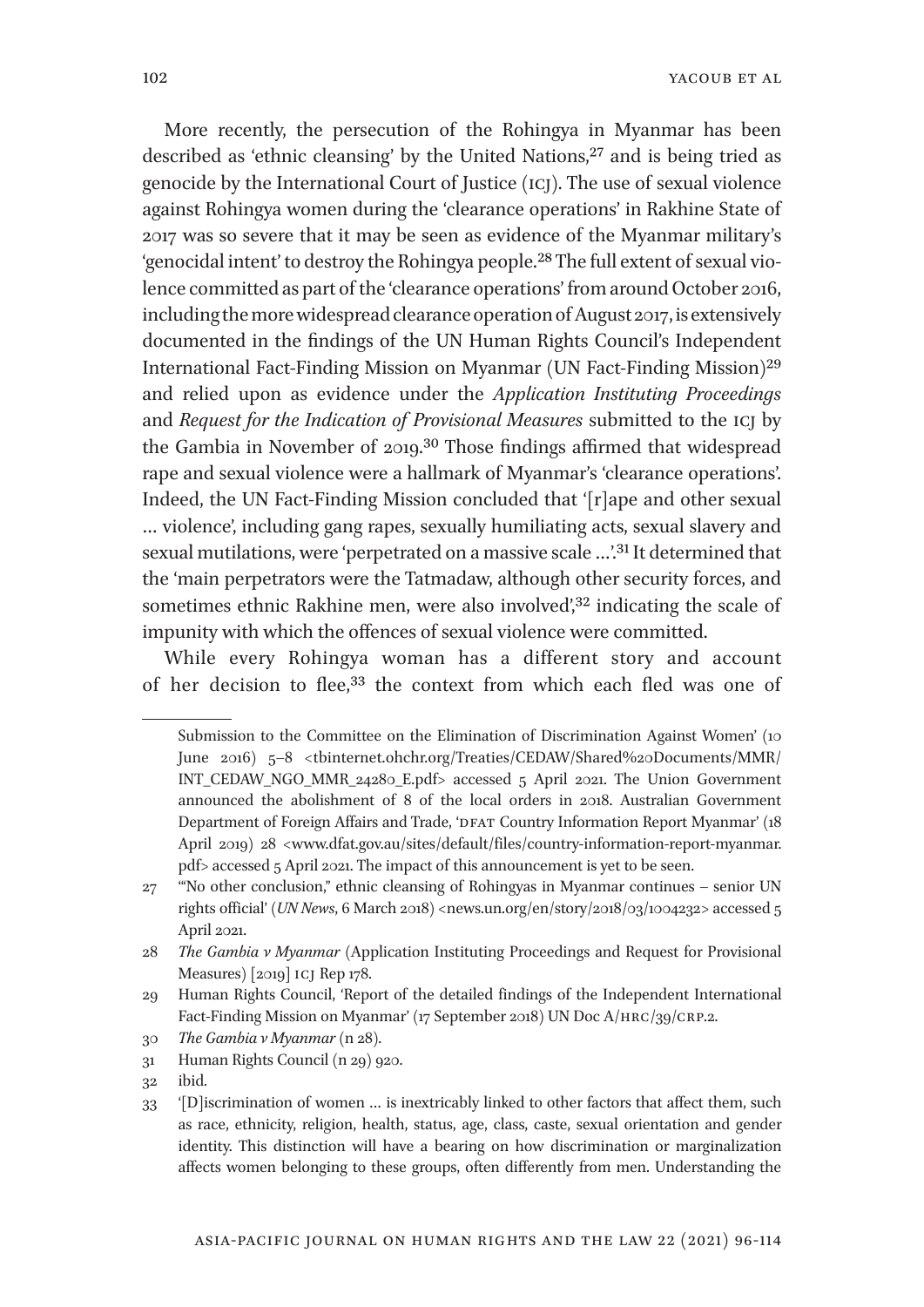More recently, the persecution of the Rohingya in Myanmar has been described as 'ethnic cleansing' by the United Nations,[27] and is being tried as genocide by the International Court of Justice (ICJ). The use of sexual violence against Rohingya women during the 'clearance operations' in Rakhine State of 2017 was so severe that it may be seen as evidence of the Myanmar military's 'genocidal intent' to destroy the Rohingya people.[28] The full extent of sexual violence committed as part of the 'clearance operations' from around October 2016, including the more widespread clearance operation of August 2017, is extensively documented in the findings of the UN Human Rights Council's Independent International Fact-Finding Mission on Myanmar (UN Fact-Finding Mission)[29] and relied upon as evidence under the *Application Instituting Proceedings* and *Request for the Indication of Provisional Measures* submitted to the ICJ by the Gambia in November of 2019.[30] Those findings affirmed that widespread rape and sexual violence were a hallmark of Myanmar's 'clearance operations'. Indeed, the UN Fact-Finding Mission concluded that '[r]ape and other sexual … violence', including gang rapes, sexually humiliating acts, sexual slavery and sexual mutilations, were 'perpetrated on a massive scale …'.[31] It determined that the 'main perpetrators were the Tatmadaw, although other security forces, and sometimes ethnic Rakhine men, were also involved',[32] indicating the scale of impunity with which the offences of sexual violence were committed.

While every Rohingya woman has a different story and account of her decision to flee,[33] the context from which each fled was one of

---

Submission to the Committee on the Elimination of Discrimination Against Women' (10 June 2016) 5–8 <tbinternet.ohchr.org/Treaties/CEDAW/Shared%20Documents/MMR/INT_CEDAW_NGO_MMR_24280_E.pdf> accessed 5 April 2021. The Union Government announced the abolishment of 8 of the local orders in 2018. Australian Government Department of Foreign Affairs and Trade, 'DFAT Country Information Report Myanmar' (18 April 2019) 28 <www.dfat.gov.au/sites/default/files/country-information-report-myanmar.pdf> accessed 5 April 2021. The impact of this announcement is yet to be seen.

27 '"No other conclusion," ethnic cleansing of Rohingyas in Myanmar continues – senior UN rights official' (*UN News*, 6 March 2018) <news.un.org/en/story/2018/03/1004232> accessed 5 April 2021.

28 *The Gambia v Myanmar* (Application Instituting Proceedings and Request for Provisional Measures) [2019] ICJ Rep 178.

29 Human Rights Council, 'Report of the detailed findings of the Independent International Fact-Finding Mission on Myanmar' (17 September 2018) UN Doc A/HRC/39/CRP.2.

30 *The Gambia v Myanmar* (n 28).

31 Human Rights Council (n 29) 920.

32 ibid.

33 '[D]iscrimination of women … is inextricably linked to other factors that affect them, such as race, ethnicity, religion, health, status, age, class, caste, sexual orientation and gender identity. This distinction will have a bearing on how discrimination or marginalization affects women belonging to these groups, often differently from men. Understanding the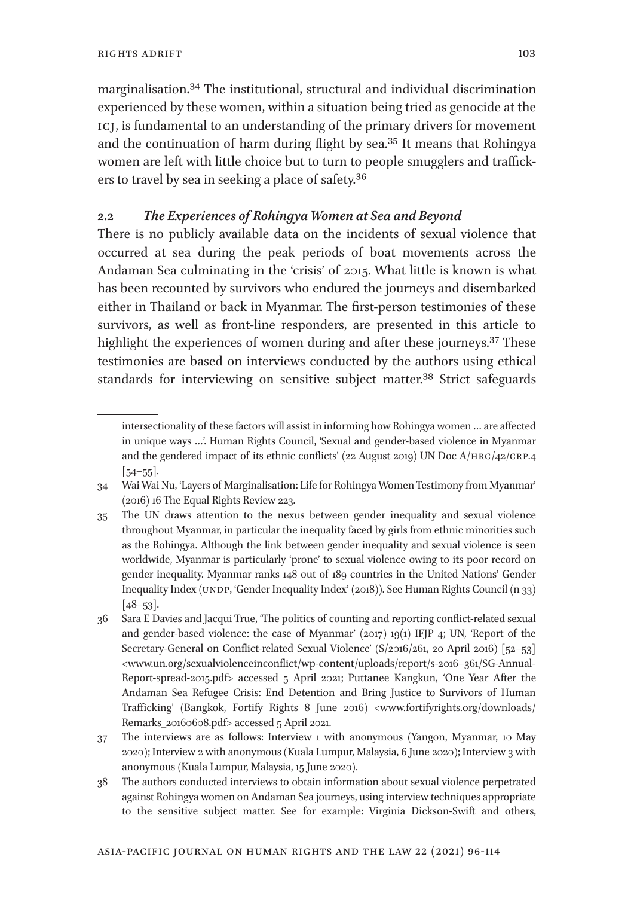marginalisation.[34] The institutional, structural and individual discrimination experienced by these women, within a situation being tried as genocide at the ICJ, is fundamental to an understanding of the primary drivers for movement and the continuation of harm during flight by sea.[35] It means that Rohingya women are left with little choice but to turn to people smugglers and traffickers to travel by sea in seeking a place of safety.[36]

### 2.2 *The Experiences of Rohingya Women at Sea and Beyond*

There is no publicly available data on the incidents of sexual violence that occurred at sea during the peak periods of boat movements across the Andaman Sea culminating in the 'crisis' of 2015. What little is known is what has been recounted by survivors who endured the journeys and disembarked either in Thailand or back in Myanmar. The first-person testimonies of these survivors, as well as front-line responders, are presented in this article to highlight the experiences of women during and after these journeys.[37] These testimonies are based on interviews conducted by the authors using ethical standards for interviewing on sensitive subject matter.[38] Strict safeguards

---

intersectionality of these factors will assist in informing how Rohingya women … are affected in unique ways …'. Human Rights Council, 'Sexual and gender-based violence in Myanmar and the gendered impact of its ethnic conflicts' (22 August 2019) UN Doc A/HRC/42/CRP.4 [54–55].

34 Wai Wai Nu, 'Layers of Marginalisation: Life for Rohingya Women Testimony from Myanmar' (2016) 16 The Equal Rights Review 223.

35 The UN draws attention to the nexus between gender inequality and sexual violence throughout Myanmar, in particular the inequality faced by girls from ethnic minorities such as the Rohingya. Although the link between gender inequality and sexual violence is seen worldwide, Myanmar is particularly 'prone' to sexual violence owing to its poor record on gender inequality. Myanmar ranks 148 out of 189 countries in the United Nations' Gender Inequality Index (UNDP, 'Gender Inequality Index' (2018)). See Human Rights Council (n 33) [48–53].

36 Sara E Davies and Jacqui True, 'The politics of counting and reporting conflict-related sexual and gender-based violence: the case of Myanmar' (2017) 19(1) IFJP 4; UN, 'Report of the Secretary-General on Conflict-related Sexual Violence' (S/2016/261, 20 April 2016) [52–53] <www.un.org/sexualviolenceinconflict/wp-content/uploads/report/s-2016–361/SG-Annual-Report-spread-2015.pdf> accessed 5 April 2021; Puttanee Kangkun, 'One Year After the Andaman Sea Refugee Crisis: End Detention and Bring Justice to Survivors of Human Trafficking' (Bangkok, Fortify Rights 8 June 2016) <www.fortifyrights.org/downloads/Remarks_20160608.pdf> accessed 5 April 2021.

37 The interviews are as follows: Interview 1 with anonymous (Yangon, Myanmar, 10 May 2020); Interview 2 with anonymous (Kuala Lumpur, Malaysia, 6 June 2020); Interview 3 with anonymous (Kuala Lumpur, Malaysia, 15 June 2020).

38 The authors conducted interviews to obtain information about sexual violence perpetrated against Rohingya women on Andaman Sea journeys, using interview techniques appropriate to the sensitive subject matter. See for example: Virginia Dickson-Swift and others,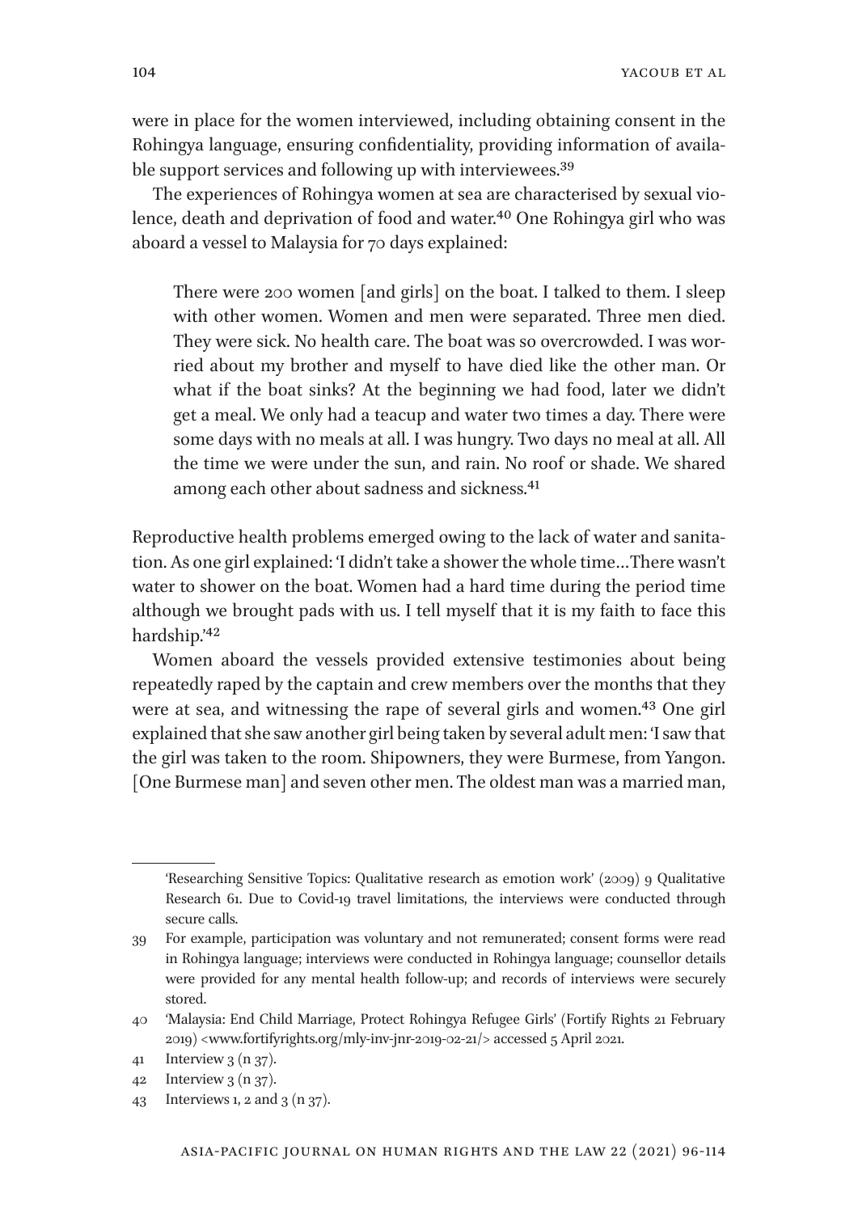were in place for the women interviewed, including obtaining consent in the Rohingya language, ensuring confidentiality, providing information of available support services and following up with interviewees.[39]

The experiences of Rohingya women at sea are characterised by sexual violence, death and deprivation of food and water.[40] One Rohingya girl who was aboard a vessel to Malaysia for 70 days explained:

> There were 200 women [and girls] on the boat. I talked to them. I sleep with other women. Women and men were separated. Three men died. They were sick. No health care. The boat was so overcrowded. I was worried about my brother and myself to have died like the other man. Or what if the boat sinks? At the beginning we had food, later we didn't get a meal. We only had a teacup and water two times a day. There were some days with no meals at all. I was hungry. Two days no meal at all. All the time we were under the sun, and rain. No roof or shade. We shared among each other about sadness and sickness.[41]

Reproductive health problems emerged owing to the lack of water and sanitation. As one girl explained: 'I didn't take a shower the whole time…There wasn't water to shower on the boat. Women had a hard time during the period time although we brought pads with us. I tell myself that it is my faith to face this hardship.'[42]

Women aboard the vessels provided extensive testimonies about being repeatedly raped by the captain and crew members over the months that they were at sea, and witnessing the rape of several girls and women.[43] One girl explained that she saw another girl being taken by several adult men: 'I saw that the girl was taken to the room. Shipowners, they were Burmese, from Yangon. [One Burmese man] and seven other men. The oldest man was a married man,

---

'Researching Sensitive Topics: Qualitative research as emotion work' (2009) 9 Qualitative Research 61. Due to Covid-19 travel limitations, the interviews were conducted through secure calls.

39 For example, participation was voluntary and not remunerated; consent forms were read in Rohingya language; interviews were conducted in Rohingya language; counsellor details were provided for any mental health follow-up; and records of interviews were securely stored.

40 'Malaysia: End Child Marriage, Protect Rohingya Refugee Girls' (Fortify Rights 21 February 2019) <www.fortifyrights.org/mly-inv-jnr-2019-02-21/> accessed 5 April 2021.

41 Interview 3 (n 37).

42 Interview 3 (n 37).

43 Interviews 1, 2 and 3 (n 37).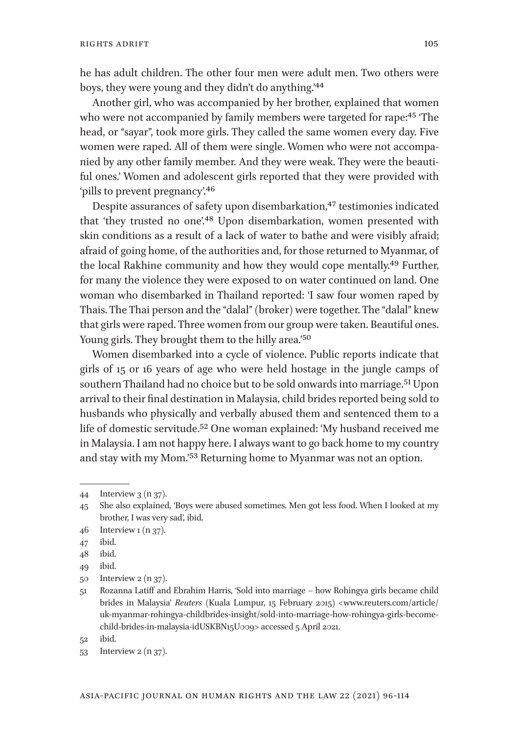he has adult children. The other four men were adult men. Two others were boys, they were young and they didn't do anything.'[44]

Another girl, who was accompanied by her brother, explained that women who were not accompanied by family members were targeted for rape:[45] 'The head, or "sayar", took more girls. They called the same women every day. Five women were raped. All of them were single. Women who were not accompanied by any other family member. And they were weak. They were the beautiful ones.' Women and adolescent girls reported that they were provided with 'pills to prevent pregnancy'.[46]

Despite assurances of safety upon disembarkation,[47] testimonies indicated that 'they trusted no one'.[48] Upon disembarkation, women presented with skin conditions as a result of a lack of water to bathe and were visibly afraid; afraid of going home, of the authorities and, for those returned to Myanmar, of the local Rakhine community and how they would cope mentally.[49] Further, for many the violence they were exposed to on water continued on land. One woman who disembarked in Thailand reported: 'I saw four women raped by Thais. The Thai person and the "dalal" (broker) were together. The "dalal" knew that girls were raped. Three women from our group were taken. Beautiful ones. Young girls. They brought them to the hilly area.'[50]

Women disembarked into a cycle of violence. Public reports indicate that girls of 15 or 16 years of age who were held hostage in the jungle camps of southern Thailand had no choice but to be sold onwards into marriage.[51] Upon arrival to their final destination in Malaysia, child brides reported being sold to husbands who physically and verbally abused them and sentenced them to a life of domestic servitude.[52] One woman explained: 'My husband received me in Malaysia. I am not happy here. I always want to go back home to my country and stay with my Mom.'[53] Returning home to Myanmar was not an option.

---

44 Interview 3 (n 37).

45 She also explained, 'Boys were abused sometimes. Men got less food. When I looked at my brother, I was very sad', ibid.

46 Interview 1 (n 37).

47 ibid.

48 ibid.

49 ibid.

50 Interview 2 (n 37).

51 Rozanna Latiff and Ebrahim Harris, 'Sold into marriage – how Rohingya girls became child brides in Malaysia' *Reuters* (Kuala Lumpur, 15 February 2015) <www.reuters.com/article/uk-myanmar-rohingya-childbrides-insight/sold-into-marriage-how-rohingya-girls-become-child-brides-in-malaysia-idUSKBN15U009> accessed 5 April 2021.

52 ibid.

53 Interview 2 (n 37).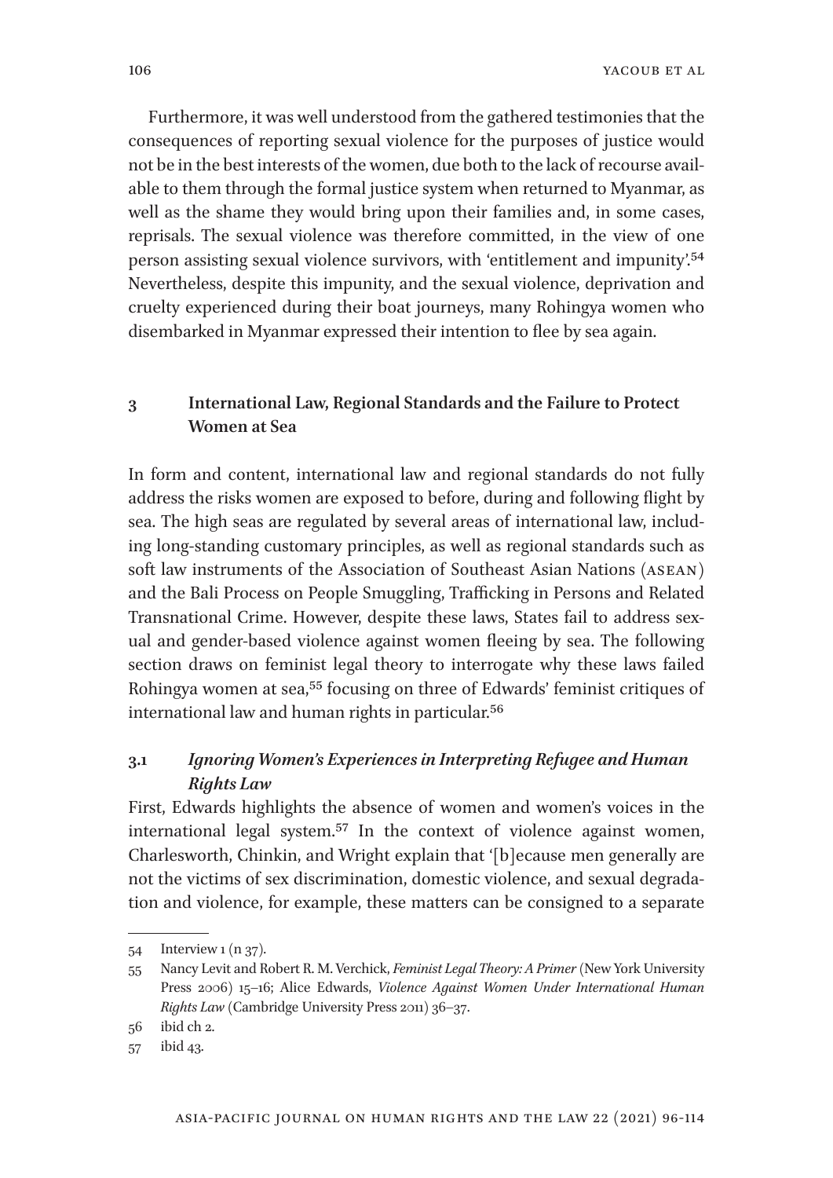Furthermore, it was well understood from the gathered testimonies that the consequences of reporting sexual violence for the purposes of justice would not be in the best interests of the women, due both to the lack of recourse available to them through the formal justice system when returned to Myanmar, as well as the shame they would bring upon their families and, in some cases, reprisals. The sexual violence was therefore committed, in the view of one person assisting sexual violence survivors, with 'entitlement and impunity'.[54] Nevertheless, despite this impunity, and the sexual violence, deprivation and cruelty experienced during their boat journeys, many Rohingya women who disembarked in Myanmar expressed their intention to flee by sea again.

## 3 International Law, Regional Standards and the Failure to Protect Women at Sea

In form and content, international law and regional standards do not fully address the risks women are exposed to before, during and following flight by sea. The high seas are regulated by several areas of international law, including long-standing customary principles, as well as regional standards such as soft law instruments of the Association of Southeast Asian Nations (ASEAN) and the Bali Process on People Smuggling, Trafficking in Persons and Related Transnational Crime. However, despite these laws, States fail to address sexual and gender-based violence against women fleeing by sea. The following section draws on feminist legal theory to interrogate why these laws failed Rohingya women at sea,[55] focusing on three of Edwards' feminist critiques of international law and human rights in particular.[56]

### 3.1 *Ignoring Women's Experiences in Interpreting Refugee and Human Rights Law*

First, Edwards highlights the absence of women and women's voices in the international legal system.[57] In the context of violence against women, Charlesworth, Chinkin, and Wright explain that '[b]ecause men generally are not the victims of sex discrimination, domestic violence, and sexual degradation and violence, for example, these matters can be consigned to a separate

---

54 Interview 1 (n 37).

55 Nancy Levit and Robert R. M. Verchick, *Feminist Legal Theory: A Primer* (New York University Press 2006) 15–16; Alice Edwards, *Violence Against Women Under International Human Rights Law* (Cambridge University Press 2011) 36–37.

56 ibid ch 2.

57 ibid 43.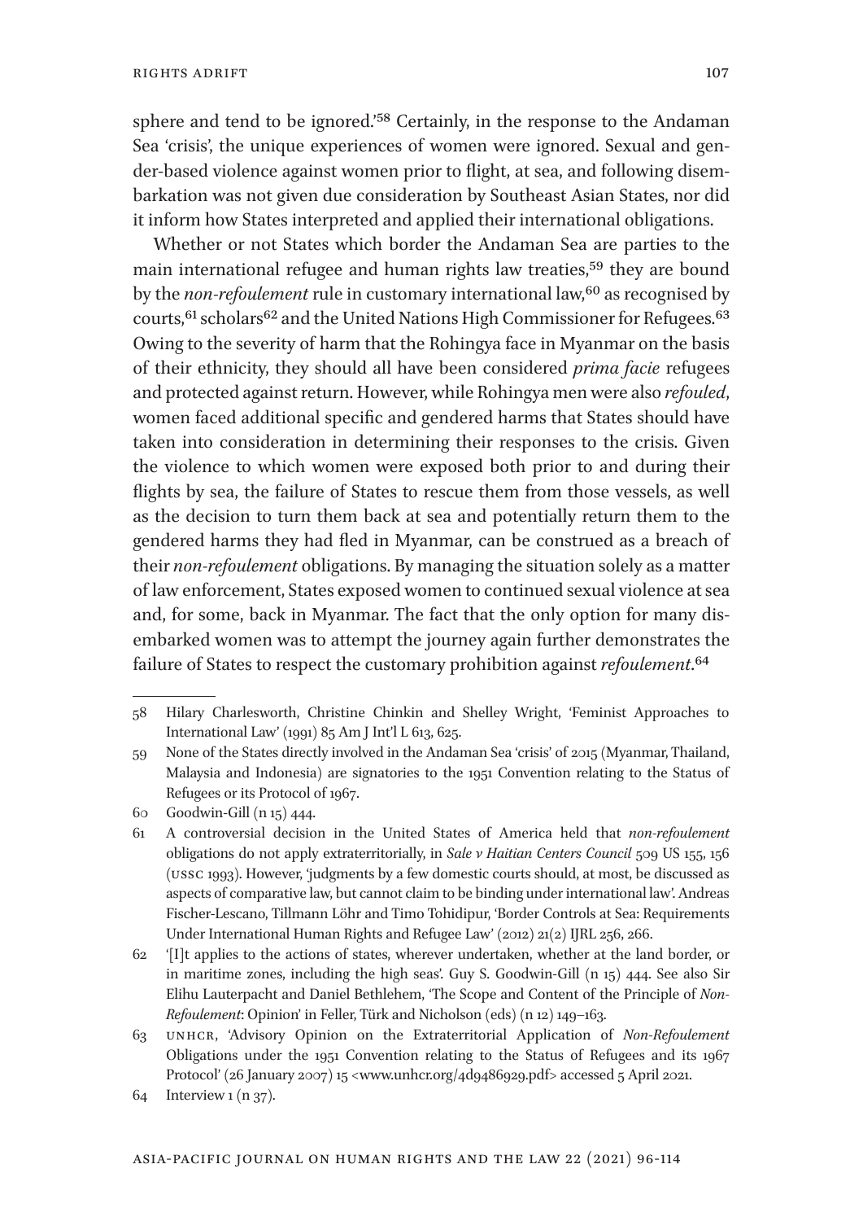sphere and tend to be ignored.'[58] Certainly, in the response to the Andaman Sea 'crisis', the unique experiences of women were ignored. Sexual and gender-based violence against women prior to flight, at sea, and following disembarkation was not given due consideration by Southeast Asian States, nor did it inform how States interpreted and applied their international obligations.

Whether or not States which border the Andaman Sea are parties to the main international refugee and human rights law treaties,[59] they are bound by the *non-refoulement* rule in customary international law,[60] as recognised by courts,[61] scholars[62] and the United Nations High Commissioner for Refugees.[63] Owing to the severity of harm that the Rohingya face in Myanmar on the basis of their ethnicity, they should all have been considered *prima facie* refugees and protected against return. However, while Rohingya men were also *refouled*, women faced additional specific and gendered harms that States should have taken into consideration in determining their responses to the crisis. Given the violence to which women were exposed both prior to and during their flights by sea, the failure of States to rescue them from those vessels, as well as the decision to turn them back at sea and potentially return them to the gendered harms they had fled in Myanmar, can be construed as a breach of their *non-refoulement* obligations. By managing the situation solely as a matter of law enforcement, States exposed women to continued sexual violence at sea and, for some, back in Myanmar. The fact that the only option for many disembarked women was to attempt the journey again further demonstrates the failure of States to respect the customary prohibition against *refoulement*.[64]

---

58 Hilary Charlesworth, Christine Chinkin and Shelley Wright, 'Feminist Approaches to International Law' (1991) 85 Am J Int'l L 613, 625.

59 None of the States directly involved in the Andaman Sea 'crisis' of 2015 (Myanmar, Thailand, Malaysia and Indonesia) are signatories to the 1951 Convention relating to the Status of Refugees or its Protocol of 1967.

60 Goodwin-Gill (n 15) 444.

61 A controversial decision in the United States of America held that *non-refoulement* obligations do not apply extraterritorially, in *Sale v Haitian Centers Council* 509 US 155, 156 (USSC 1993). However, 'judgments by a few domestic courts should, at most, be discussed as aspects of comparative law, but cannot claim to be binding under international law'. Andreas Fischer-Lescano, Tillmann Löhr and Timo Tohidipur, 'Border Controls at Sea: Requirements Under International Human Rights and Refugee Law' (2012) 21(2) IJRL 256, 266.

62 '[I]t applies to the actions of states, wherever undertaken, whether at the land border, or in maritime zones, including the high seas'. Guy S. Goodwin-Gill (n 15) 444. See also Sir Elihu Lauterpacht and Daniel Bethlehem, 'The Scope and Content of the Principle of *Non-Refoulement*: Opinion' in Feller, Türk and Nicholson (eds) (n 12) 149–163.

63 UNHCR, 'Advisory Opinion on the Extraterritorial Application of *Non-Refoulement* Obligations under the 1951 Convention relating to the Status of Refugees and its 1967 Protocol' (26 January 2007) 15 <www.unhcr.org/4d9486929.pdf> accessed 5 April 2021.

64 Interview 1 (n 37).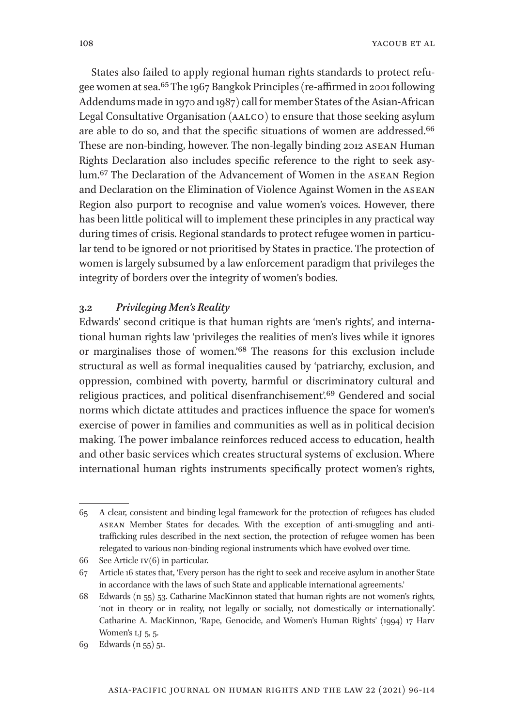States also failed to apply regional human rights standards to protect refugee women at sea.[65] The 1967 Bangkok Principles (re-affirmed in 2001 following Addendums made in 1970 and 1987) call for member States of the Asian-African Legal Consultative Organisation (AALCO) to ensure that those seeking asylum are able to do so, and that the specific situations of women are addressed.[66] These are non-binding, however. The non-legally binding 2012 ASEAN Human Rights Declaration also includes specific reference to the right to seek asylum.[67] The Declaration of the Advancement of Women in the ASEAN Region and Declaration on the Elimination of Violence Against Women in the ASEAN Region also purport to recognise and value women's voices. However, there has been little political will to implement these principles in any practical way during times of crisis. Regional standards to protect refugee women in particular tend to be ignored or not prioritised by States in practice. The protection of women is largely subsumed by a law enforcement paradigm that privileges the integrity of borders over the integrity of women's bodies.

### 3.2 *Privileging Men's Reality*

Edwards' second critique is that human rights are 'men's rights', and international human rights law 'privileges the realities of men's lives while it ignores or marginalises those of women.'[68] The reasons for this exclusion include structural as well as formal inequalities caused by 'patriarchy, exclusion, and oppression, combined with poverty, harmful or discriminatory cultural and religious practices, and political disenfranchisement'.[69] Gendered and social norms which dictate attitudes and practices influence the space for women's exercise of power in families and communities as well as in political decision making. The power imbalance reinforces reduced access to education, health and other basic services which creates structural systems of exclusion. Where international human rights instruments specifically protect women's rights,

---

65 A clear, consistent and binding legal framework for the protection of refugees has eluded ASEAN Member States for decades. With the exception of anti-smuggling and anti-trafficking rules described in the next section, the protection of refugee women has been relegated to various non-binding regional instruments which have evolved over time.

66 See Article IV(6) in particular.

67 Article 16 states that, 'Every person has the right to seek and receive asylum in another State in accordance with the laws of such State and applicable international agreements.'

68 Edwards (n 55) 53. Catharine MacKinnon stated that human rights are not women's rights, 'not in theory or in reality, not legally or socially, not domestically or internationally'. Catharine A. MacKinnon, 'Rape, Genocide, and Women's Human Rights' (1994) 17 Harv Women's LJ 5, 5.

69 Edwards (n 55) 51.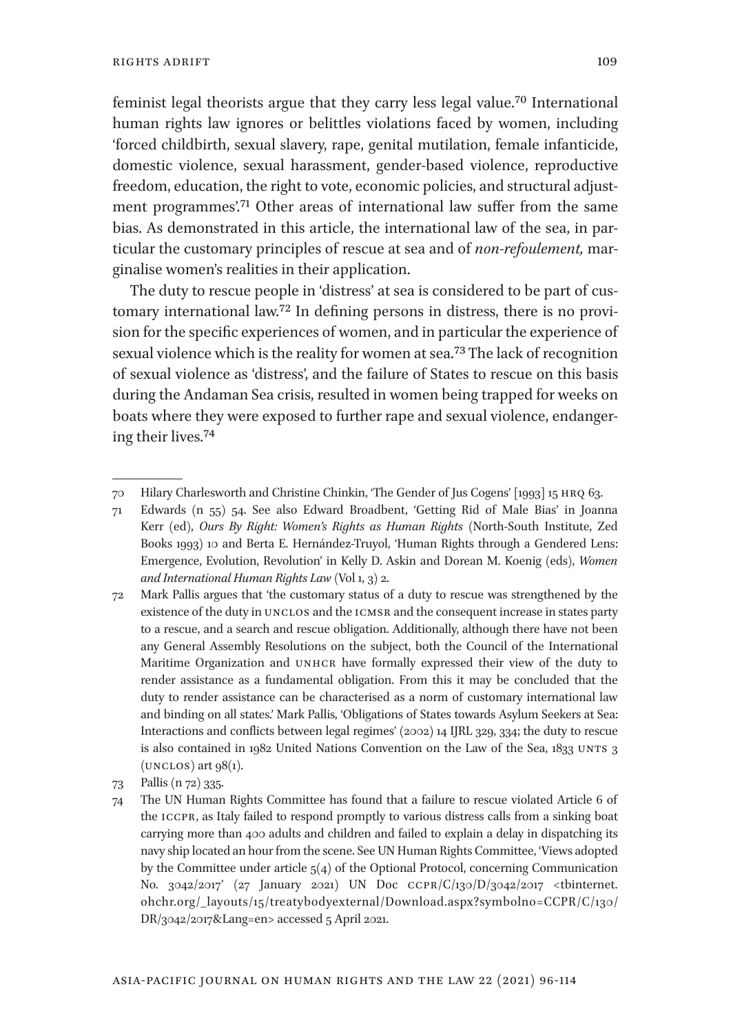feminist legal theorists argue that they carry less legal value.[70] International human rights law ignores or belittles violations faced by women, including 'forced childbirth, sexual slavery, rape, genital mutilation, female infanticide, domestic violence, sexual harassment, gender-based violence, reproductive freedom, education, the right to vote, economic policies, and structural adjustment programmes'.[71] Other areas of international law suffer from the same bias. As demonstrated in this article, the international law of the sea, in particular the customary principles of rescue at sea and of *non-refoulement,* marginalise women's realities in their application.

The duty to rescue people in 'distress' at sea is considered to be part of customary international law.[72] In defining persons in distress, there is no provision for the specific experiences of women, and in particular the experience of sexual violence which is the reality for women at sea.[73] The lack of recognition of sexual violence as 'distress', and the failure of States to rescue on this basis during the Andaman Sea crisis, resulted in women being trapped for weeks on boats where they were exposed to further rape and sexual violence, endangering their lives.[74]

---

70 Hilary Charlesworth and Christine Chinkin, 'The Gender of Jus Cogens' [1993] 15 HRQ 63.

71 Edwards (n 55) 54. See also Edward Broadbent, 'Getting Rid of Male Bias' in Joanna Kerr (ed), *Ours By Right: Women's Rights as Human Rights* (North-South Institute, Zed Books 1993) 10 and Berta E. Hernández-Truyol, 'Human Rights through a Gendered Lens: Emergence, Evolution, Revolution' in Kelly D. Askin and Dorean M. Koenig (eds), *Women and International Human Rights Law* (Vol 1, 3) 2.

72 Mark Pallis argues that 'the customary status of a duty to rescue was strengthened by the existence of the duty in UNCLOS and the ICMSR and the consequent increase in states party to a rescue, and a search and rescue obligation. Additionally, although there have not been any General Assembly Resolutions on the subject, both the Council of the International Maritime Organization and UNHCR have formally expressed their view of the duty to render assistance as a fundamental obligation. From this it may be concluded that the duty to render assistance can be characterised as a norm of customary international law and binding on all states.' Mark Pallis, 'Obligations of States towards Asylum Seekers at Sea: Interactions and conflicts between legal regimes' (2002) 14 IJRL 329, 334; the duty to rescue is also contained in 1982 United Nations Convention on the Law of the Sea, 1833 UNTS 3 (UNCLOS) art 98(1).

73 Pallis (n 72) 335.

74 The UN Human Rights Committee has found that a failure to rescue violated Article 6 of the ICCPR, as Italy failed to respond promptly to various distress calls from a sinking boat carrying more than 400 adults and children and failed to explain a delay in dispatching its navy ship located an hour from the scene. See UN Human Rights Committee, 'Views adopted by the Committee under article 5(4) of the Optional Protocol, concerning Communication No. 3042/2017' (27 January 2021) UN Doc CCPR/C/130/D/3042/2017 <tbinternet.ohchr.org/_layouts/15/treatybodyexternal/Download.aspx?symbolno=CCPR/C/130/DR/3042/2017&Lang=en> accessed 5 April 2021.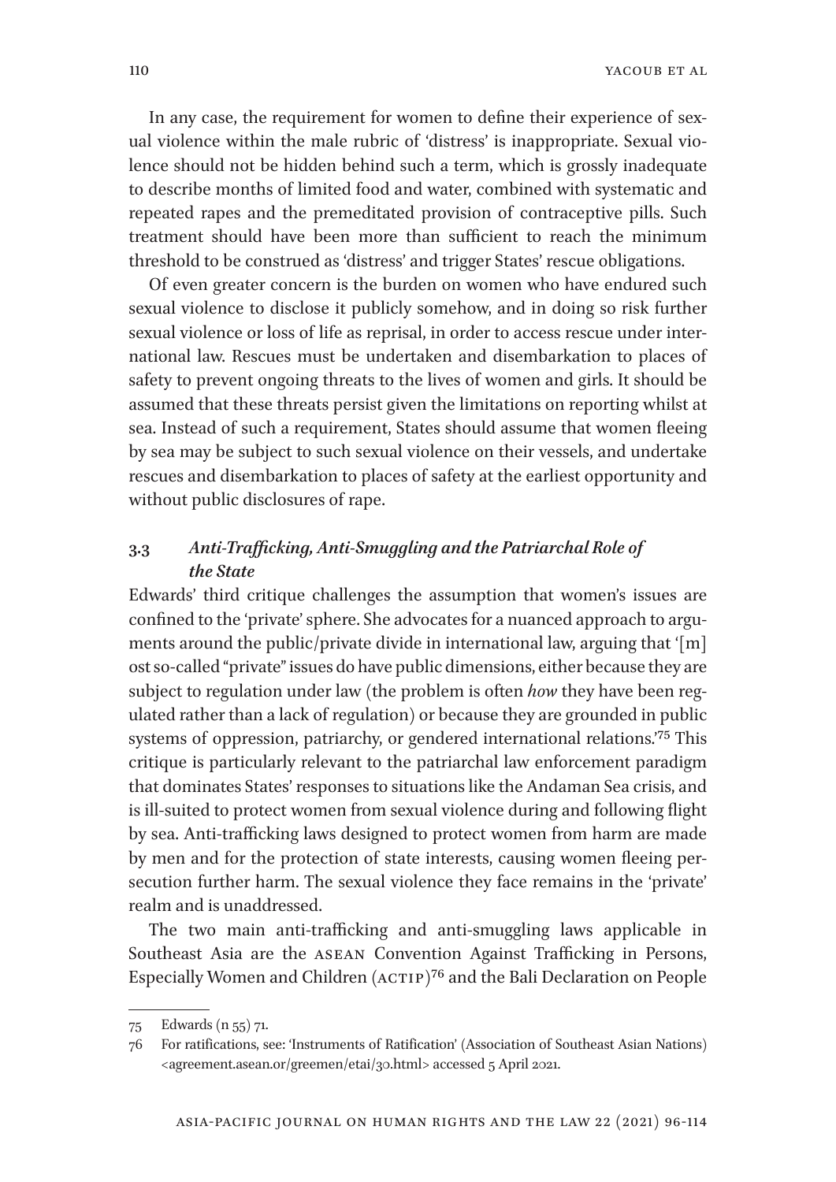In any case, the requirement for women to define their experience of sexual violence within the male rubric of 'distress' is inappropriate. Sexual violence should not be hidden behind such a term, which is grossly inadequate to describe months of limited food and water, combined with systematic and repeated rapes and the premeditated provision of contraceptive pills. Such treatment should have been more than sufficient to reach the minimum threshold to be construed as 'distress' and trigger States' rescue obligations.

Of even greater concern is the burden on women who have endured such sexual violence to disclose it publicly somehow, and in doing so risk further sexual violence or loss of life as reprisal, in order to access rescue under international law. Rescues must be undertaken and disembarkation to places of safety to prevent ongoing threats to the lives of women and girls. It should be assumed that these threats persist given the limitations on reporting whilst at sea. Instead of such a requirement, States should assume that women fleeing by sea may be subject to such sexual violence on their vessels, and undertake rescues and disembarkation to places of safety at the earliest opportunity and without public disclosures of rape.

### 3.3 *Anti-Trafficking, Anti-Smuggling and the Patriarchal Role of the State*

Edwards' third critique challenges the assumption that women's issues are confined to the 'private' sphere. She advocates for a nuanced approach to arguments around the public/private divide in international law, arguing that '[m]ost so-called "private" issues do have public dimensions, either because they are subject to regulation under law (the problem is often *how* they have been regulated rather than a lack of regulation) or because they are grounded in public systems of oppression, patriarchy, or gendered international relations.'[75] This critique is particularly relevant to the patriarchal law enforcement paradigm that dominates States' responses to situations like the Andaman Sea crisis, and is ill-suited to protect women from sexual violence during and following flight by sea. Anti-trafficking laws designed to protect women from harm are made by men and for the protection of state interests, causing women fleeing persecution further harm. The sexual violence they face remains in the 'private' realm and is unaddressed.

The two main anti-trafficking and anti-smuggling laws applicable in Southeast Asia are the ASEAN Convention Against Trafficking in Persons, Especially Women and Children (ACTIP)[76] and the Bali Declaration on People

---

75 Edwards (n 55) 71.

76 For ratifications, see: 'Instruments of Ratification' (Association of Southeast Asian Nations) <agreement.asean.or/greemen/etai/30.html> accessed 5 April 2021.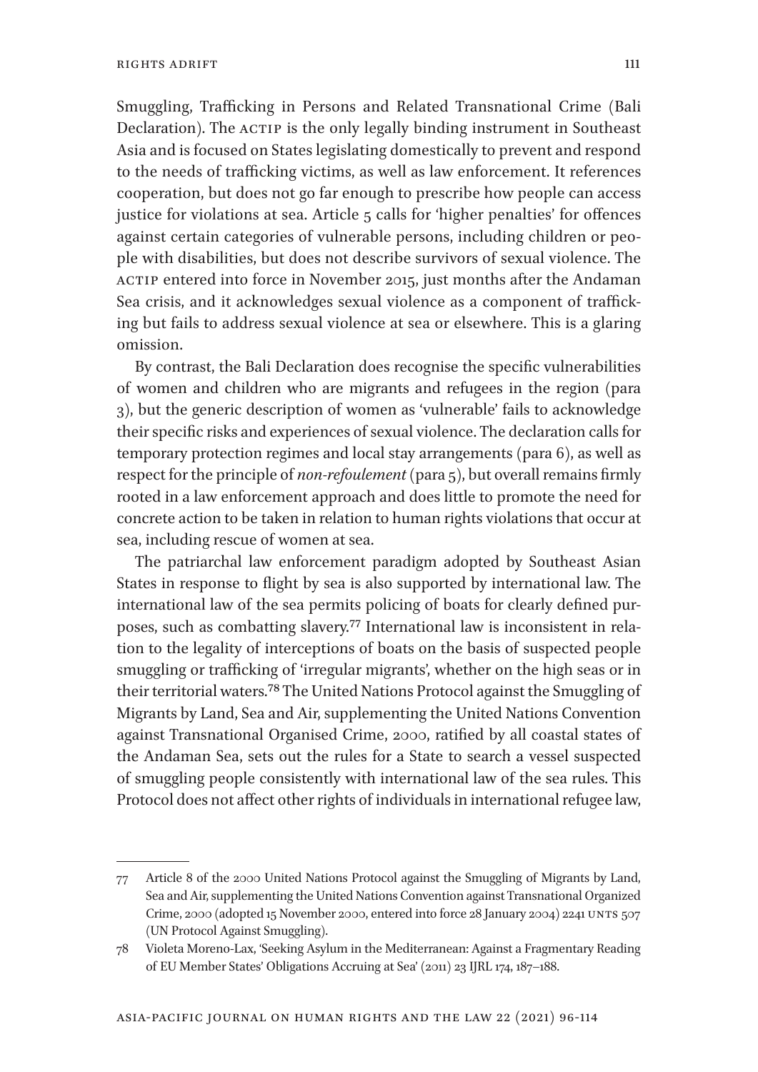Smuggling, Trafficking in Persons and Related Transnational Crime (Bali Declaration). The ACTIP is the only legally binding instrument in Southeast Asia and is focused on States legislating domestically to prevent and respond to the needs of trafficking victims, as well as law enforcement. It references cooperation, but does not go far enough to prescribe how people can access justice for violations at sea. Article 5 calls for 'higher penalties' for offences against certain categories of vulnerable persons, including children or people with disabilities, but does not describe survivors of sexual violence. The ACTIP entered into force in November 2015, just months after the Andaman Sea crisis, and it acknowledges sexual violence as a component of trafficking but fails to address sexual violence at sea or elsewhere. This is a glaring omission.

By contrast, the Bali Declaration does recognise the specific vulnerabilities of women and children who are migrants and refugees in the region (para 3), but the generic description of women as 'vulnerable' fails to acknowledge their specific risks and experiences of sexual violence. The declaration calls for temporary protection regimes and local stay arrangements (para 6), as well as respect for the principle of *non-refoulement* (para 5), but overall remains firmly rooted in a law enforcement approach and does little to promote the need for concrete action to be taken in relation to human rights violations that occur at sea, including rescue of women at sea.

The patriarchal law enforcement paradigm adopted by Southeast Asian States in response to flight by sea is also supported by international law. The international law of the sea permits policing of boats for clearly defined purposes, such as combatting slavery.[77] International law is inconsistent in relation to the legality of interceptions of boats on the basis of suspected people smuggling or trafficking of 'irregular migrants', whether on the high seas or in their territorial waters.[78] The United Nations Protocol against the Smuggling of Migrants by Land, Sea and Air, supplementing the United Nations Convention against Transnational Organised Crime, 2000, ratified by all coastal states of the Andaman Sea, sets out the rules for a State to search a vessel suspected of smuggling people consistently with international law of the sea rules. This Protocol does not affect other rights of individuals in international refugee law,

---

77 Article 8 of the 2000 United Nations Protocol against the Smuggling of Migrants by Land, Sea and Air, supplementing the United Nations Convention against Transnational Organized Crime, 2000 (adopted 15 November 2000, entered into force 28 January 2004) 2241 UNTS 507 (UN Protocol Against Smuggling).

78 Violeta Moreno-Lax, 'Seeking Asylum in the Mediterranean: Against a Fragmentary Reading of EU Member States' Obligations Accruing at Sea' (2011) 23 IJRL 174, 187–188.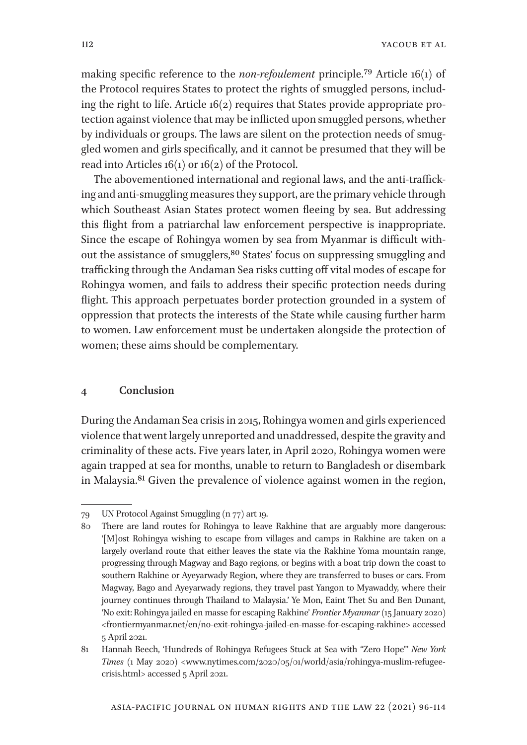making specific reference to the *non-refoulement* principle.[79] Article 16(1) of the Protocol requires States to protect the rights of smuggled persons, including the right to life. Article 16(2) requires that States provide appropriate protection against violence that may be inflicted upon smuggled persons, whether by individuals or groups. The laws are silent on the protection needs of smuggled women and girls specifically, and it cannot be presumed that they will be read into Articles 16(1) or 16(2) of the Protocol.

The abovementioned international and regional laws, and the anti-trafficking and anti-smuggling measures they support, are the primary vehicle through which Southeast Asian States protect women fleeing by sea. But addressing this flight from a patriarchal law enforcement perspective is inappropriate. Since the escape of Rohingya women by sea from Myanmar is difficult without the assistance of smugglers,[80] States' focus on suppressing smuggling and trafficking through the Andaman Sea risks cutting off vital modes of escape for Rohingya women, and fails to address their specific protection needs during flight. This approach perpetuates border protection grounded in a system of oppression that protects the interests of the State while causing further harm to women. Law enforcement must be undertaken alongside the protection of women; these aims should be complementary.

## 4 Conclusion

During the Andaman Sea crisis in 2015, Rohingya women and girls experienced violence that went largely unreported and unaddressed, despite the gravity and criminality of these acts. Five years later, in April 2020, Rohingya women were again trapped at sea for months, unable to return to Bangladesh or disembark in Malaysia.[81] Given the prevalence of violence against women in the region,

---

79 UN Protocol Against Smuggling (n 77) art 19.

80 There are land routes for Rohingya to leave Rakhine that are arguably more dangerous: '[M]ost Rohingya wishing to escape from villages and camps in Rakhine are taken on a largely overland route that either leaves the state via the Rakhine Yoma mountain range, progressing through Magway and Bago regions, or begins with a boat trip down the coast to southern Rakhine or Ayeyarwady Region, where they are transferred to buses or cars. From Magway, Bago and Ayeyarwady regions, they travel past Yangon to Myawaddy, where their journey continues through Thailand to Malaysia.' Ye Mon, Eaint Thet Su and Ben Dunant, 'No exit: Rohingya jailed en masse for escaping Rakhine' *Frontier Myanmar* (15 January 2020) <frontiermyanmar.net/en/no-exit-rohingya-jailed-en-masse-for-escaping-rakhine> accessed 5 April 2021.

81 Hannah Beech, 'Hundreds of Rohingya Refugees Stuck at Sea with "Zero Hope"' *New York Times* (1 May 2020) <www.nytimes.com/2020/05/01/world/asia/rohingya-muslim-refugee-crisis.html> accessed 5 April 2021.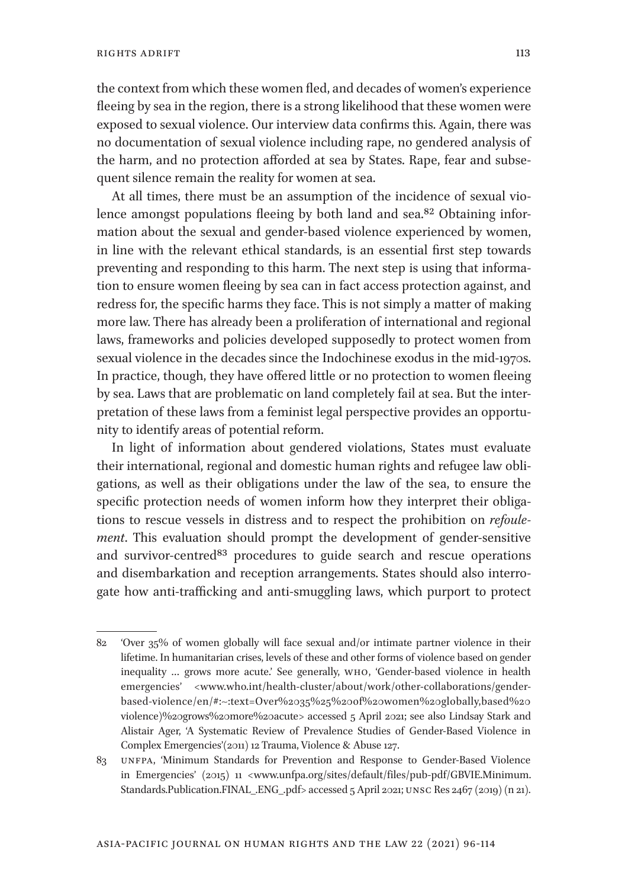the context from which these women fled, and decades of women's experience fleeing by sea in the region, there is a strong likelihood that these women were exposed to sexual violence. Our interview data confirms this. Again, there was no documentation of sexual violence including rape, no gendered analysis of the harm, and no protection afforded at sea by States. Rape, fear and subsequent silence remain the reality for women at sea.

At all times, there must be an assumption of the incidence of sexual violence amongst populations fleeing by both land and sea.[82] Obtaining information about the sexual and gender-based violence experienced by women, in line with the relevant ethical standards, is an essential first step towards preventing and responding to this harm. The next step is using that information to ensure women fleeing by sea can in fact access protection against, and redress for, the specific harms they face. This is not simply a matter of making more law. There has already been a proliferation of international and regional laws, frameworks and policies developed supposedly to protect women from sexual violence in the decades since the Indochinese exodus in the mid-1970s. In practice, though, they have offered little or no protection to women fleeing by sea. Laws that are problematic on land completely fail at sea. But the interpretation of these laws from a feminist legal perspective provides an opportunity to identify areas of potential reform.

In light of information about gendered violations, States must evaluate their international, regional and domestic human rights and refugee law obligations, as well as their obligations under the law of the sea, to ensure the specific protection needs of women inform how they interpret their obligations to rescue vessels in distress and to respect the prohibition on *refoulement*. This evaluation should prompt the development of gender-sensitive and survivor-centred[83] procedures to guide search and rescue operations and disembarkation and reception arrangements. States should also interrogate how anti-trafficking and anti-smuggling laws, which purport to protect

---

82 'Over 35% of women globally will face sexual and/or intimate partner violence in their lifetime. In humanitarian crises, levels of these and other forms of violence based on gender inequality … grows more acute.' See generally, WHO, 'Gender-based violence in health emergencies' <www.who.int/health-cluster/about/work/other-collaborations/gender-based-violence/en/#:~:text=Over%2035%25%20of%20women%20globally,based%20violence)%20grows%20more%20acute> accessed 5 April 2021; see also Lindsay Stark and Alistair Ager, 'A Systematic Review of Prevalence Studies of Gender-Based Violence in Complex Emergencies'(2011) 12 Trauma, Violence & Abuse 127.

83 UNFPA, 'Minimum Standards for Prevention and Response to Gender-Based Violence in Emergencies' (2015) 11 <www.unfpa.org/sites/default/files/pub-pdf/GBVIE.Minimum.Standards.Publication.FINAL_.ENG_.pdf> accessed 5 April 2021; UNSC Res 2467 (2019) (n 21).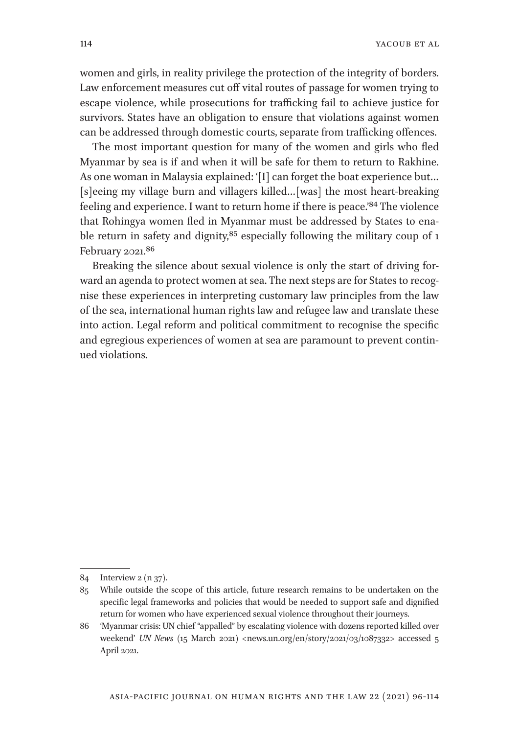women and girls, in reality privilege the protection of the integrity of borders. Law enforcement measures cut off vital routes of passage for women trying to escape violence, while prosecutions for trafficking fail to achieve justice for survivors. States have an obligation to ensure that violations against women can be addressed through domestic courts, separate from trafficking offences.

The most important question for many of the women and girls who fled Myanmar by sea is if and when it will be safe for them to return to Rakhine. As one woman in Malaysia explained: '[I] can forget the boat experience but… [s]eeing my village burn and villagers killed…[was] the most heart-breaking feeling and experience. I want to return home if there is peace.'[84] The violence that Rohingya women fled in Myanmar must be addressed by States to enable return in safety and dignity,[85] especially following the military coup of 1 February 2021.[86]

Breaking the silence about sexual violence is only the start of driving forward an agenda to protect women at sea. The next steps are for States to recognise these experiences in interpreting customary law principles from the law of the sea, international human rights law and refugee law and translate these into action. Legal reform and political commitment to recognise the specific and egregious experiences of women at sea are paramount to prevent continued violations.

---

84 Interview 2 (n 37).

85 While outside the scope of this article, future research remains to be undertaken on the specific legal frameworks and policies that would be needed to support safe and dignified return for women who have experienced sexual violence throughout their journeys.

86 'Myanmar crisis: UN chief "appalled" by escalating violence with dozens reported killed over weekend' *UN News* (15 March 2021) <news.un.org/en/story/2021/03/1087332> accessed 5 April 2021.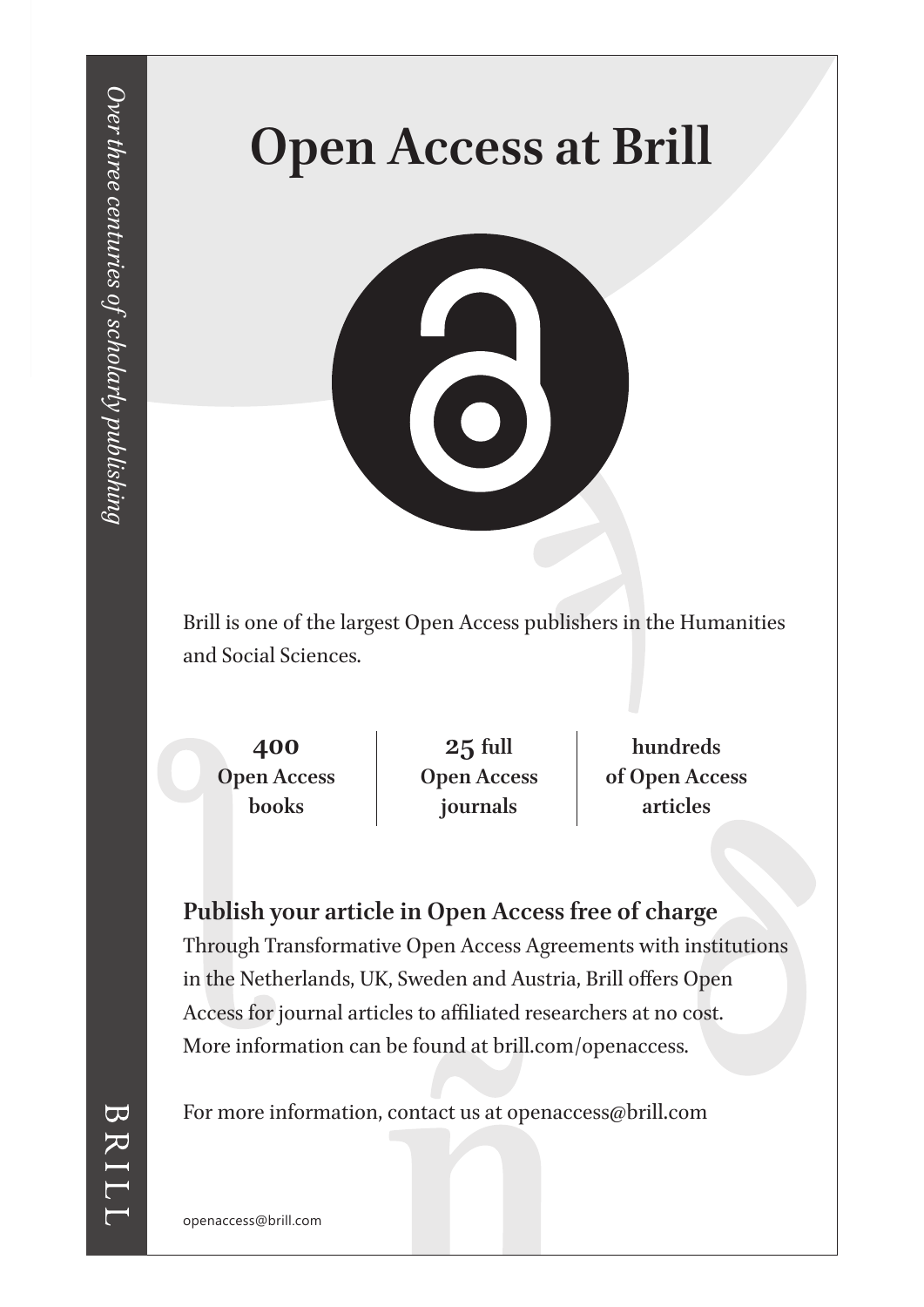# Open Access at Brill

Brill is one of the largest Open Access publishers in the Humanities and Social Sciences.

| **400 Open Access books** | **25 full Open Access journals** | **hundreds of Open Access articles** |
|---|---|---|

**Publish your article in Open Access free of charge**

Through Transformative Open Access Agreements with institutions in the Netherlands, UK, Sweden and Austria, Brill offers Open Access for journal articles to affiliated researchers at no cost. More information can be found at brill.com/openaccess.

For more information, contact us at openaccess@brill.com

openaccess@brill.com

*Over three centuries of scholarly publishing*

BRILL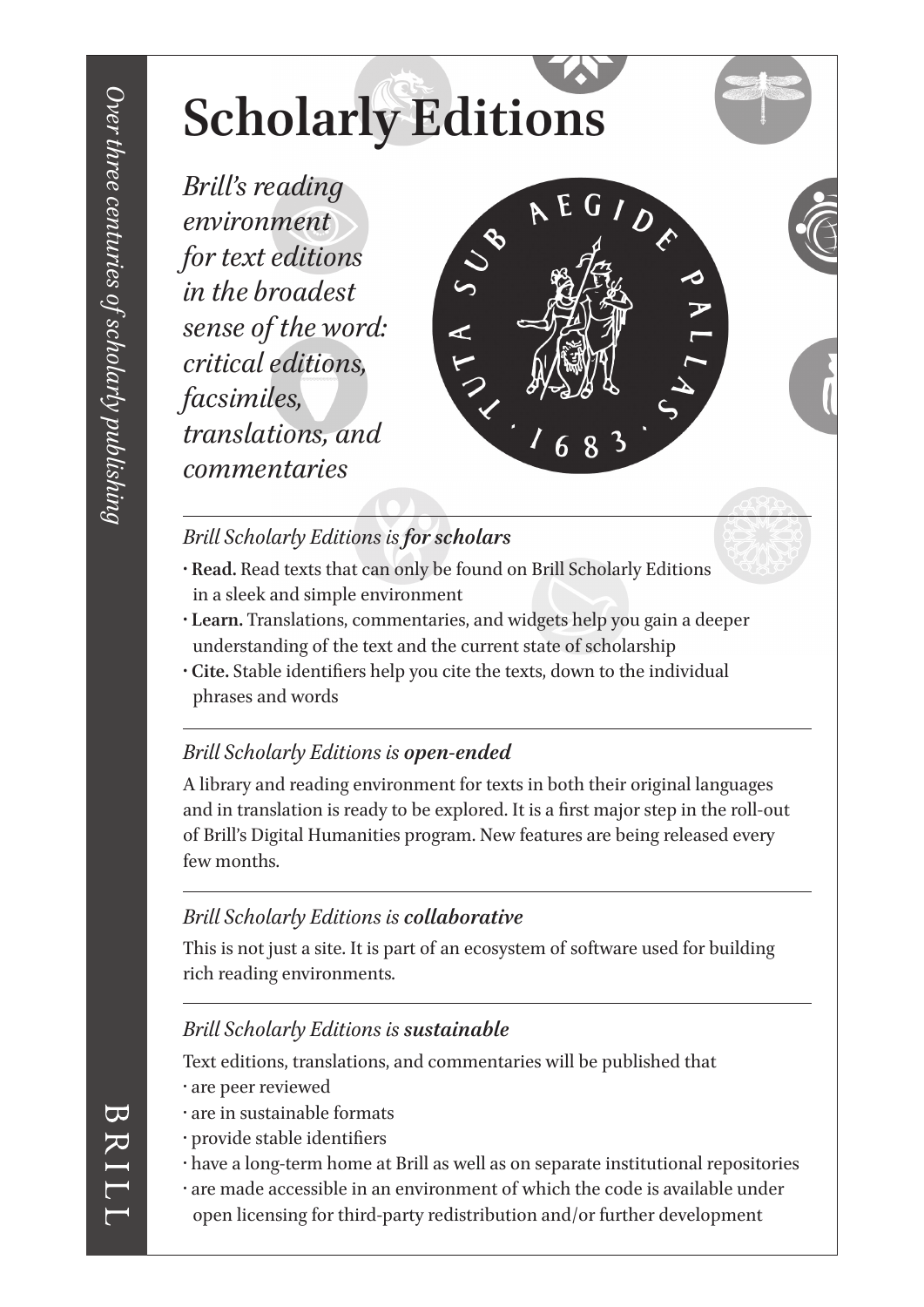*Over three centuries of scholarly publishing*

# Scholarly Editions

*Brill's reading environment for text editions in the broadest sense of the word: critical editions, facsimiles, translations, and commentaries*

TUTA SUB AEGIDE PALLAS · 1683 ·

### *Brill Scholarly Editions is **for scholars***

- **Read.** Read texts that can only be found on Brill Scholarly Editions in a sleek and simple environment
- **Learn.** Translations, commentaries, and widgets help you gain a deeper understanding of the text and the current state of scholarship
- **Cite.** Stable identifiers help you cite the texts, down to the individual phrases and words

### *Brill Scholarly Editions is **open-ended***

A library and reading environment for texts in both their original languages and in translation is ready to be explored. It is a first major step in the roll-out of Brill's Digital Humanities program. New features are being released every few months.

### *Brill Scholarly Editions is **collaborative***

This is not just a site. It is part of an ecosystem of software used for building rich reading environments.

### *Brill Scholarly Editions is **sustainable***

Text editions, translations, and commentaries will be published that

- are peer reviewed
- are in sustainable formats
- provide stable identifiers
- have a long-term home at Brill as well as on separate institutional repositories
- are made accessible in an environment of which the code is available under open licensing for third-party redistribution and/or further development

BRILL